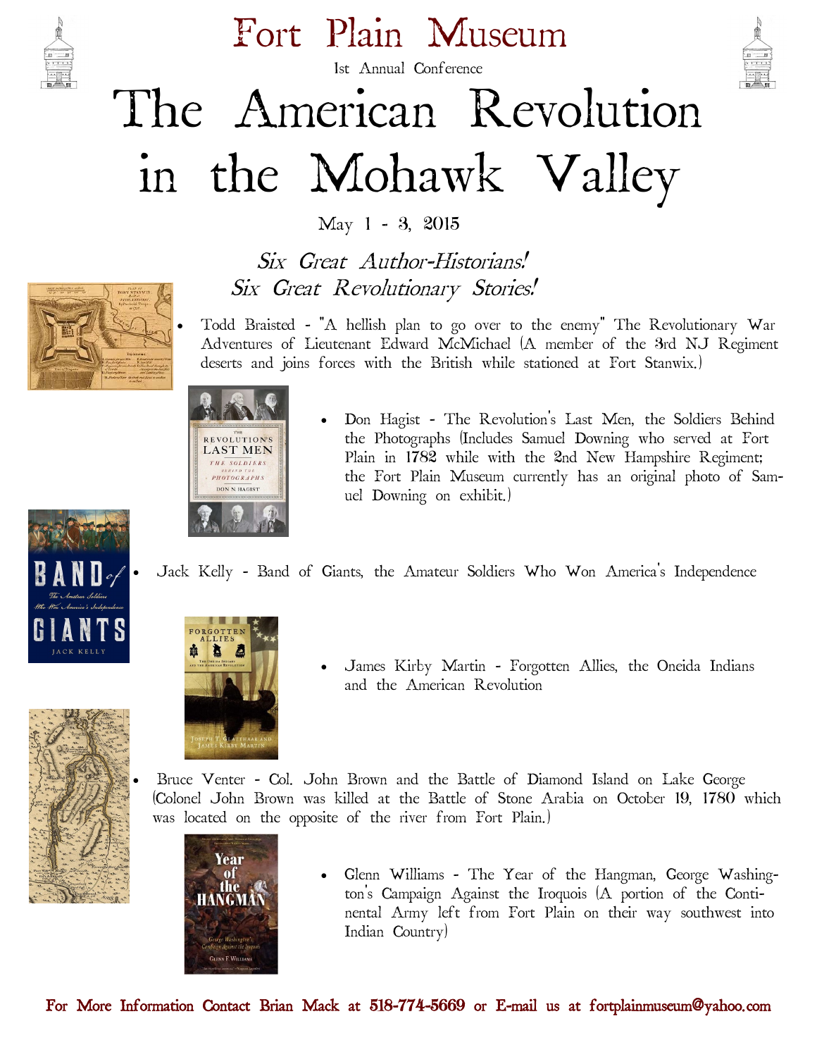# Fort Plain Museum

1st Annual Conference

# The American Revolution in the Mohawk Valley

May 1 - 3, 2015

*Six Great Author-Historians!*
*Six Great Revolutionary Stories!*

- Todd Braisted - "A hellish plan to go over to the enemy" The Revolutionary War Adventures of Lieutenant Edward McMichael (A member of the 3rd NJ Regiment deserts and joins forces with the British while stationed at Fort Stanwix.)

- Don Hagist - The Revolution's Last Men, the Soldiers Behind the Photographs (Includes Samuel Downing who served at Fort Plain in 1782 while with the 2nd New Hampshire Regiment; the Fort Plain Museum currently has an original photo of Samuel Downing on exhibit.)

- Jack Kelly - Band of Giants, the Amateur Soldiers Who Won America's Independence

- James Kirby Martin - Forgotten Allies, the Oneida Indians and the American Revolution

- Bruce Venter - Col. John Brown and the Battle of Diamond Island on Lake George (Colonel John Brown was killed at the Battle of Stone Arabia on October 19, 1780 which was located on the opposite of the river from Fort Plain.)

- Glenn Williams - The Year of the Hangman, George Washington's Campaign Against the Iroquois (A portion of the Continental Army left from Fort Plain on their way southwest into Indian Country)

For More Information Contact Brian Mack at 518-774-5669 or E-mail us at fortplainmuseum@yahoo.com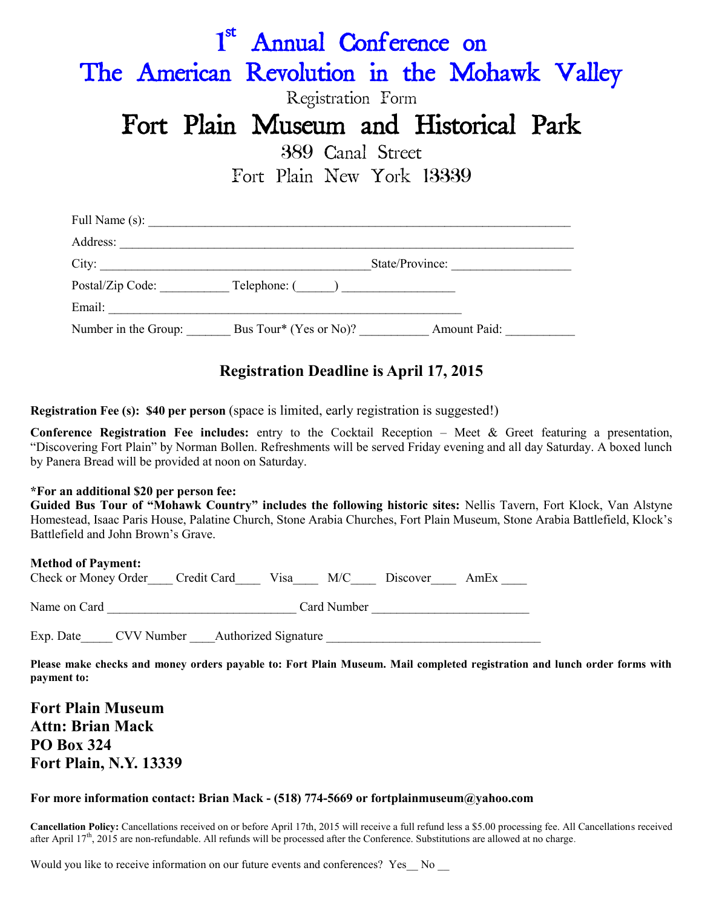# 1st Annual Conference on The American Revolution in the Mohawk Valley

Registration Form

# Fort Plain Museum and Historical Park

389 Canal Street

Fort Plain New York 13339

Full Name (s): ___________________________________________________________________

Address: _______________________________________________________________________

City: __________________________________________State/Province: ___________________

Postal/Zip Code: ___________ Telephone: (______) _________________

Email: ______________________________________________________

Number in the Group: _______ Bus Tour* (Yes or No)? ___________ Amount Paid: ___________

## Registration Deadline is April 17, 2015

**Registration Fee (s): $40 per person** (space is limited, early registration is suggested!)

**Conference Registration Fee includes:** entry to the Cocktail Reception – Meet & Greet featuring a presentation, "Discovering Fort Plain" by Norman Bollen. Refreshments will be served Friday evening and all day Saturday. A boxed lunch by Panera Bread will be provided at noon on Saturday.

**\*For an additional $20 per person fee:**
**Guided Bus Tour of "Mohawk Country" includes the following historic sites:** Nellis Tavern, Fort Klock, Van Alstyne Homestead, Isaac Paris House, Palatine Church, Stone Arabia Churches, Fort Plain Museum, Stone Arabia Battlefield, Klock's Battlefield and John Brown's Grave.

**Method of Payment:**
Check or Money Order____ Credit Card____ Visa____ M/C____ Discover____ AmEx ____

Name on Card ______________________________ Card Number _________________________

Exp. Date_____ CVV Number ____Authorized Signature _________________________________

**Please make checks and money orders payable to: Fort Plain Museum. Mail completed registration and lunch order forms with payment to:**

**Fort Plain Museum**
**Attn: Brian Mack**
**PO Box 324**
**Fort Plain, N.Y. 13339**

**For more information contact: Brian Mack - (518) 774-5669 or fortplainmuseum@yahoo.com**

**Cancellation Policy:** Cancellations received on or before April 17th, 2015 will receive a full refund less a $5.00 processing fee. All Cancellations received after April 17th, 2015 are non-refundable. All refunds will be processed after the Conference. Substitutions are allowed at no charge.

Would you like to receive information on our future events and conferences? Yes__ No __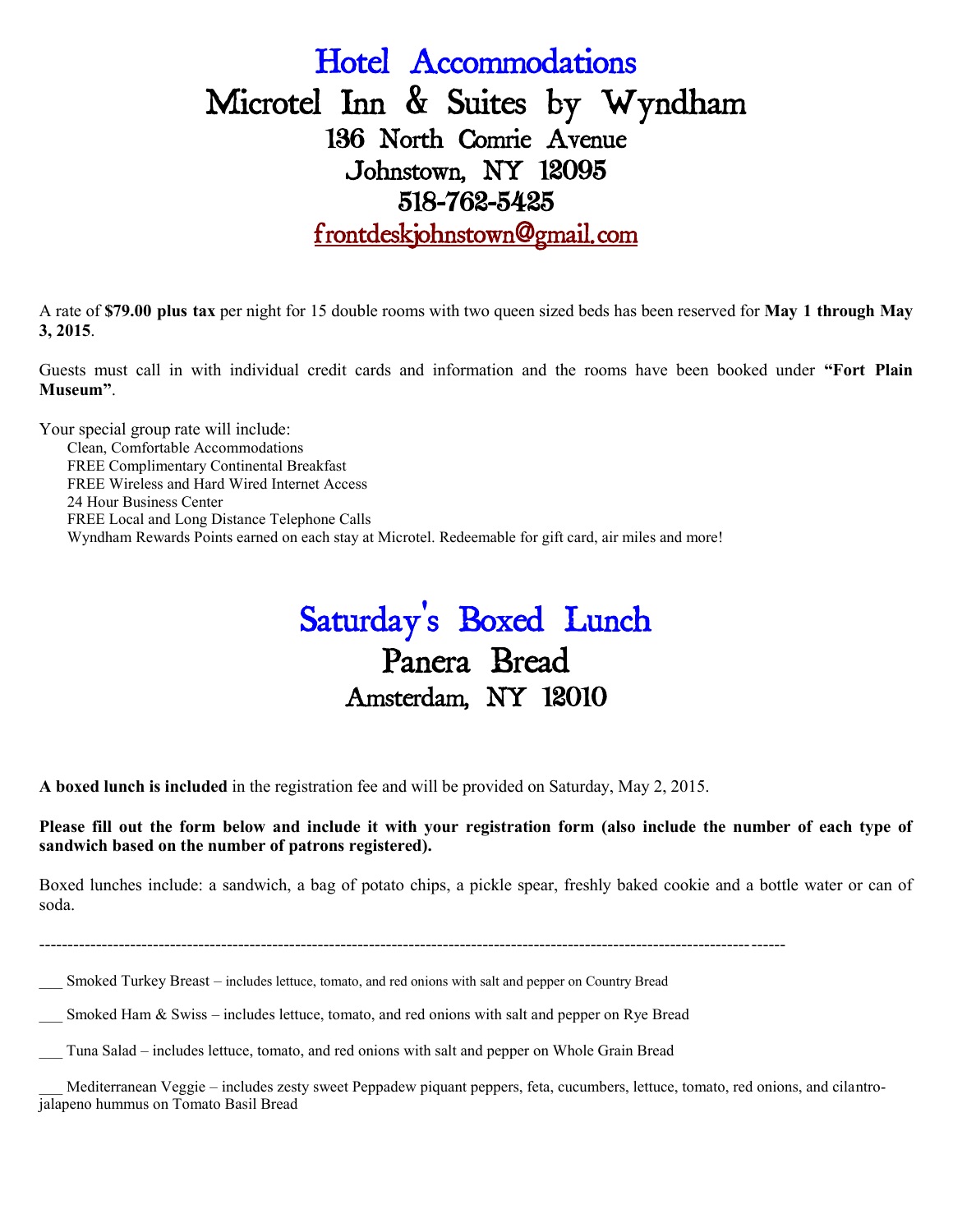# Hotel Accommodations

## Microtel Inn & Suites by Wyndham

### 136 North Comrie Avenue
### Johnstown, NY 12095
### 518-762-5425
### frontdeskjohnstown@gmail.com

A rate of **$79.00 plus tax** per night for 15 double rooms with two queen sized beds has been reserved for **May 1 through May 3, 2015**.

Guests must call in with individual credit cards and information and the rooms have been booked under **"Fort Plain Museum"**.

Your special group rate will include:

- Clean, Comfortable Accommodations
- FREE Complimentary Continental Breakfast
- FREE Wireless and Hard Wired Internet Access
- 24 Hour Business Center
- FREE Local and Long Distance Telephone Calls
- Wyndham Rewards Points earned on each stay at Microtel. Redeemable for gift card, air miles and more!

# Saturday's Boxed Lunch

## Panera Bread

### Amsterdam, NY 12010

**A boxed lunch is included** in the registration fee and will be provided on Saturday, May 2, 2015.

**Please fill out the form below and include it with your registration form (also include the number of each type of sandwich based on the number of patrons registered).**

Boxed lunches include: a sandwich, a bag of potato chips, a pickle spear, freshly baked cookie and a bottle water or can of soda.

---

___ Smoked Turkey Breast – includes lettuce, tomato, and red onions with salt and pepper on Country Bread

___ Smoked Ham & Swiss – includes lettuce, tomato, and red onions with salt and pepper on Rye Bread

___ Tuna Salad – includes lettuce, tomato, and red onions with salt and pepper on Whole Grain Bread

___ Mediterranean Veggie – includes zesty sweet Peppadew piquant peppers, feta, cucumbers, lettuce, tomato, red onions, and cilantro-jalapeno hummus on Tomato Basil Bread